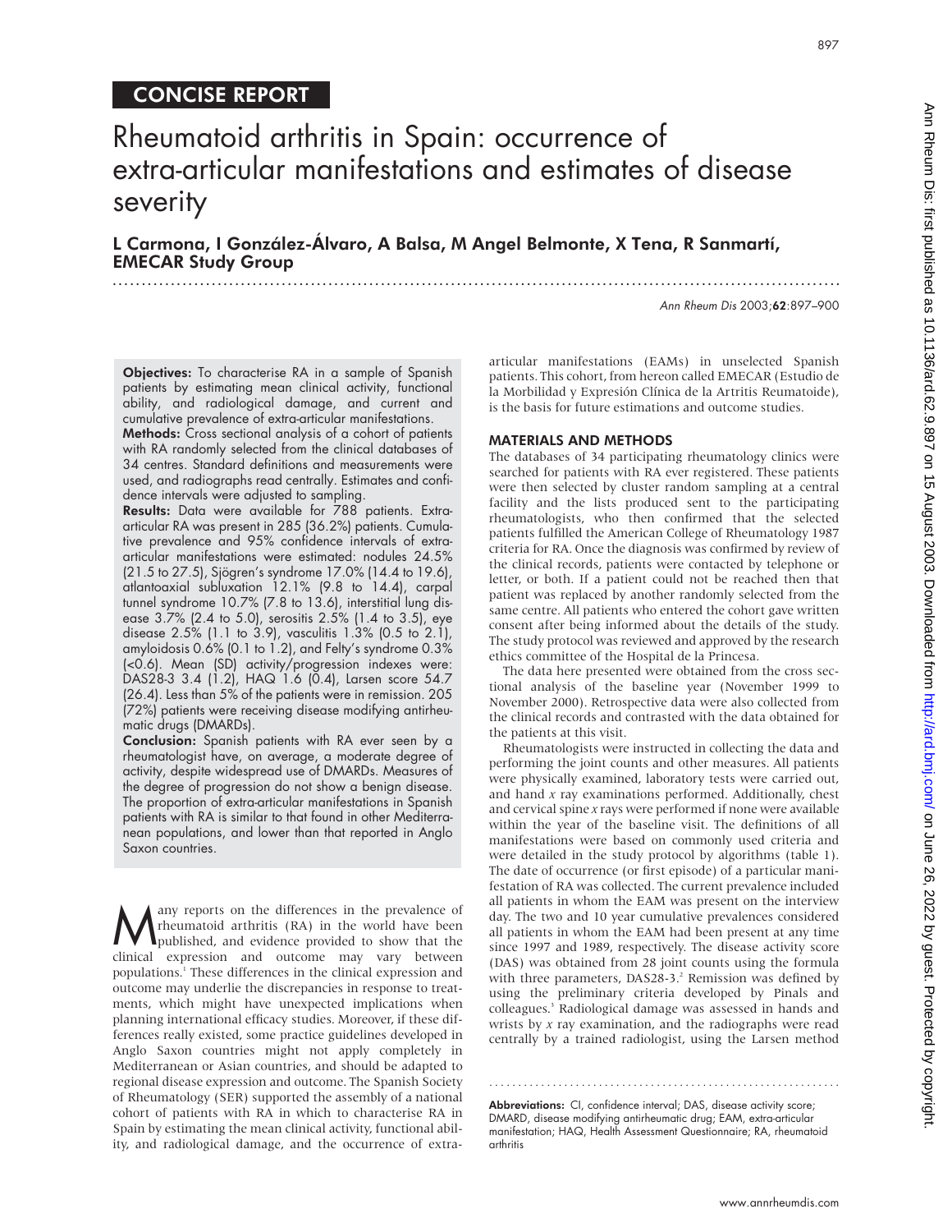## CONCISE REPORT

# Rheumatoid arthritis in Spain: occurrence of extra-articular manifestations and estimates of disease severity

**L Carmona, I González-Álvaro, A Balsa, M Angel Belmonte, X Tena, R Sanmartí, EMECAR Study Group**

**Objectives:** To characterise RA in a sample of Spanish patients by estimating mean clinical activity, functional ability, and radiological damage, and current and cumulative prevalence of extra-articular manifestations.

**Methods:** Cross sectional analysis of a cohort of patients with RA randomly selected from the clinical databases of 34 centres. Standard definitions and measurements were used, and radiographs read centrally. Estimates and confidence intervals were adjusted to sampling.

**Results:** Data were available for 788 patients. Extra-articular RA was present in 285 (36.2%) patients. Cumulative prevalence and 95% confidence intervals of extra-articular manifestations were estimated: nodules 24.5% (21.5 to 27.5), Sjögren's syndrome 17.0% (14.4 to 19.6), atlantoaxial subluxation 12.1% (9.8 to 14.4), carpal tunnel syndrome 10.7% (7.8 to 13.6), interstitial lung disease 3.7% (2.4 to 5.0), serositis 2.5% (1.4 to 3.5), eye disease 2.5% (1.1 to 3.9), vasculitis 1.3% (0.5 to 2.1), amyloidosis 0.6% (0.1 to 1.2), and Felty's syndrome 0.3% (<0.6). Mean (SD) activity/progression indexes were: DAS28-3 3.4 (1.2), HAQ 1.6 (0.4), Larsen score 54.7 (26.4). Less than 5% of the patients were in remission. 205 (72%) patients were receiving disease modifying antirheumatic drugs (DMARDs).

**Conclusion:** Spanish patients with RA ever seen by a rheumatologist have, on average, a moderate degree of activity, despite widespread use of DMARDs. Measures of the degree of progression do not show a benign disease. The proportion of extra-articular manifestations in Spanish patients with RA is similar to that found in other Mediterranean populations, and lower than that reported in Anglo Saxon countries.

Many reports on the differences in the prevalence of rheumatoid arthritis (RA) in the world have been published, and evidence provided to show that the clinical expression and outcome may vary between populations.[1] These differences in the clinical expression and outcome may underlie the discrepancies in response to treatments, which might have unexpected implications when planning international efficacy studies. Moreover, if these differences really existed, some practice guidelines developed in Anglo Saxon countries might not apply completely in Mediterranean or Asian countries, and should be adapted to regional disease expression and outcome. The Spanish Society of Rheumatology (SER) supported the assembly of a national cohort of patients with RA in which to characterise RA in Spain by estimating the mean clinical activity, functional ability, and radiological damage, and the occurrence of extra-articular manifestations (EAMs) in unselected Spanish patients. This cohort, from hereon called EMECAR (Estudio de la Morbilidad y Expresión Clínica de la Artritis Reumatoide), is the basis for future estimations and outcome studies.

## MATERIALS AND METHODS

The databases of 34 participating rheumatology clinics were searched for patients with RA ever registered. These patients were then selected by cluster random sampling at a central facility and the lists produced sent to the participating rheumatologists, who then confirmed that the selected patients fulfilled the American College of Rheumatology 1987 criteria for RA. Once the diagnosis was confirmed by review of the clinical records, patients were contacted by telephone or letter, or both. If a patient could not be reached then that patient was replaced by another randomly selected from the same centre. All patients who entered the cohort gave written consent after being informed about the details of the study. The study protocol was reviewed and approved by the research ethics committee of the Hospital de la Princesa.

The data here presented were obtained from the cross sectional analysis of the baseline year (November 1999 to November 2000). Retrospective data were also collected from the clinical records and contrasted with the data obtained for the patients at this visit.

Rheumatologists were instructed in collecting the data and performing the joint counts and other measures. All patients were physically examined, laboratory tests were carried out, and hand *x* ray examinations performed. Additionally, chest and cervical spine *x* rays were performed if none were available within the year of the baseline visit. The definitions of all manifestations were based on commonly used criteria and were detailed in the study protocol by algorithms (table 1). The date of occurrence (or first episode) of a particular manifestation of RA was collected. The current prevalence included all patients in whom the EAM was present on the interview day. The two and 10 year cumulative prevalences considered all patients in whom the EAM had been present at any time since 1997 and 1989, respectively. The disease activity score (DAS) was obtained from 28 joint counts using the formula with three parameters, DAS28-3.[2] Remission was defined by using the preliminary criteria developed by Pinals and colleagues.[3] Radiological damage was assessed in hands and wrists by *x* ray examination, and the radiographs were read centrally by a trained radiologist, using the Larsen method

**Abbreviations:** CI, confidence interval; DAS, disease activity score; DMARD, disease modifying antirheumatic drug; EAM, extra-articular manifestation; HAQ, Health Assessment Questionnaire; RA, rheumatoid arthritis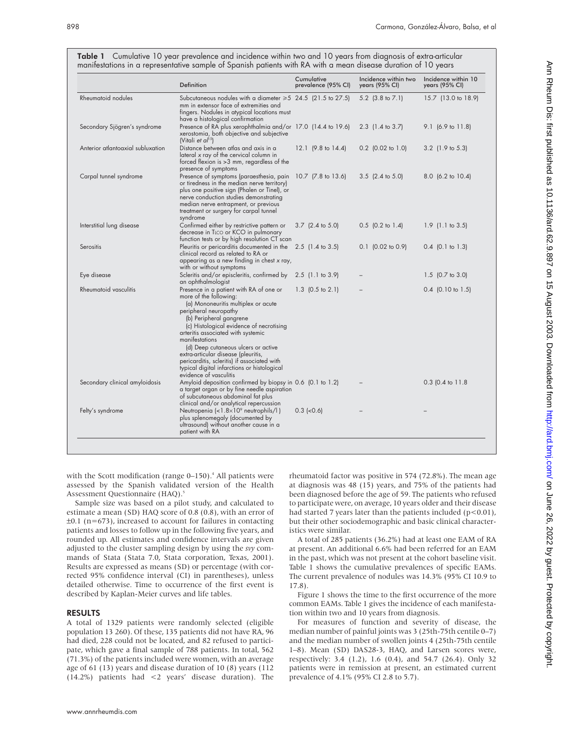**Table 1** Cumulative 10 year prevalence and incidence within two and 10 years from diagnosis of extra-articular manifestations in a representative sample of Spanish patients with RA with a mean disease duration of 10 years

| | Definition | Cumulative prevalence (95% CI) | Incidence within two years (95% CI) | Incidence within 10 years (95% CI) |
|---|---|---|---|---|
| Rheumatoid nodules | Subcutaneous nodules with a diameter ⩾5 mm in extensor face of extremities and fingers. Nodules in atypical locations must have a histological confirmation | 24.5 (21.5 to 27.5) | 5.2 (3.8 to 7.1) | 15.7 (13.0 to 18.9) |
| Secondary Sjögren's syndrome | Presence of RA plus xerophthalmia and/or xerostomia, both objective and subjective (Vitali *et al*[15]) | 17.0 (14.4 to 19.6) | 2.3 (1.4 to 3.7) | 9.1 (6.9 to 11.8) |
| Anterior atlantoaxial subluxation | Distance between atlas and axis in a lateral x ray of the cervical column in forced flexion is >3 mm, regardless of the presence of symptoms | 12.1 (9.8 to 14.4) | 0.2 (0.02 to 1.0) | 3.2 (1.9 to 5.3) |
| Carpal tunnel syndrome | Presence of symptoms (paraesthesia, pain or tiredness in the median nerve territory) plus one positive sign (Phalen or Tinel), or nerve conduction studies demonstrating median nerve entrapment, or previous treatment or surgery for carpal tunnel syndrome | 10.7 (7.8 to 13.6) | 3.5 (2.4 to 5.0) | 8.0 (6.2 to 10.4) |
| Interstitial lung disease | Confirmed either by restrictive pattern or decrease in TLCO or KCO in pulmonary function tests or by high resolution CT scan | 3.7 (2.4 to 5.0) | 0.5 (0.2 to 1.4) | 1.9 (1.1 to 3.5) |
| Serositis | Pleuritis or pericarditis documented in the clinical record as related to RA or appearing as a new finding in chest x ray, with or without symptoms | 2.5 (1.4 to 3.5) | 0.1 (0.02 to 0.9) | 0.4 (0.1 to 1.3) |
| Eye disease | Scleritis and/or episcleritis, confirmed by an ophthalmologist | 2.5 (1.1 to 3.9) | – | 1.5 (0.7 to 3.0) |
| Rheumatoid vasculitis | Presence in a patient with RA of one or more of the following: (a) Mononeuritis multiplex or acute peripheral neuropathy (b) Peripheral gangrene (c) Histological evidence of necrotising arteritis associated with systemic manifestations (d) Deep cutaneous ulcers or active extra-articular disease (pleuritis, pericarditis, scleritis) if associated with typical digital infarctions or histological evidence of vasculitis | 1.3 (0.5 to 2.1) | – | 0.4 (0.10 to 1.5) |
| Secondary clinical amyloidosis | Amyloid deposition confirmed by biopsy in a target organ or by fine needle aspiration of subcutaneous abdominal fat plus clinical and/or analytical repercussion | 0.6 (0.1 to 1.2) | – | 0.3 (0.4 to 11.8 |
| Felty's syndrome | Neutropenia (<1.8×10[9] neutrophils/l) plus splenomegaly (documented by ultrasound) without another cause in a patient with RA | 0.3 (<0.6) | – | – |

with the Scott modification (range 0–150).[4] All patients were assessed by the Spanish validated version of the Health Assessment Questionnaire (HAQ).[5]

Sample size was based on a pilot study, and calculated to estimate a mean (SD) HAQ score of 0.8 (0.8), with an error of ±0.1 (n=673), increased to account for failures in contacting patients and losses to follow up in the following five years, and rounded up. All estimates and confidence intervals are given adjusted to the cluster sampling design by using the *svy* commands of Stata (Stata 7.0, Stata corporation, Texas, 2001). Results are expressed as means (SD) or percentage (with corrected 95% confidence interval (CI) in parentheses), unless detailed otherwise. Time to occurrence of the first event is described by Kaplan-Meier curves and life tables.

## RESULTS

A total of 1329 patients were randomly selected (eligible population 13 260). Of these, 135 patients did not have RA, 96 had died, 228 could not be located, and 82 refused to participate, which gave a final sample of 788 patients. In total, 562 (71.3%) of the patients included were women, with an average age of 61 (13) years and disease duration of 10 (8) years (112 (14.2%) patients had <2 years' disease duration). The rheumatoid factor was positive in 574 (72.8%). The mean age at diagnosis was 48 (15) years, and 75% of the patients had been diagnosed before the age of 59. The patients who refused to participate were, on average, 10 years older and their disease had started 7 years later than the patients included ($p<0.01$), but their other sociodemographic and basic clinical characteristics were similar.

A total of 285 patients (36.2%) had at least one EAM of RA at present. An additional 6.6% had been referred for an EAM in the past, which was not present at the cohort baseline visit. Table 1 shows the cumulative prevalences of specific EAMs. The current prevalence of nodules was 14.3% (95% CI 10.9 to 17.8).

Figure 1 shows the time to the first occurrence of the more common EAMs. Table 1 gives the incidence of each manifestation within two and 10 years from diagnosis.

For measures of function and severity of disease, the median number of painful joints was 3 (25th-75th centile 0–7) and the median number of swollen joints 4 (25th-75th centile 1–8). Mean (SD) DAS28-3, HAQ, and Larsen scores were, respectively: 3.4 (1.2), 1.6 (0.4), and 54.7 (26.4). Only 32 patients were in remission at present, an estimated current prevalence of 4.1% (95% CI 2.8 to 5.7).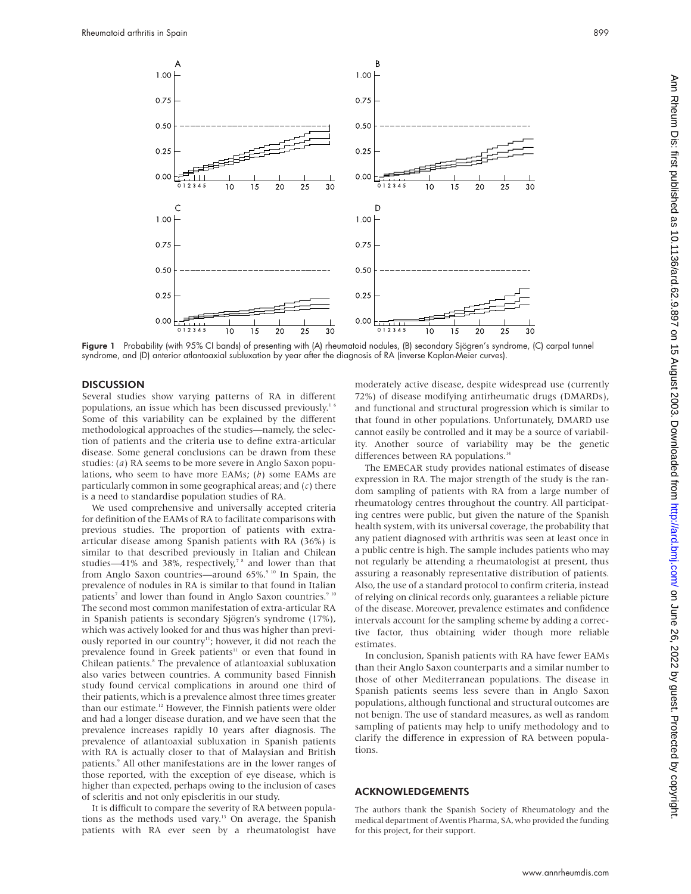A

1.00
0.75
0.50
0.25
0.00
0 1 2 3 4 5 10 15 20 25 30

B

1.00
0.75
0.50
0.25
0.00
0 1 2 3 4 5 10 15 20 25 30

C

1.00
0.75
0.50
0.25
0.00
0 1 2 3 4 5 10 15 20 25 30

D

1.00
0.75
0.50
0.25
0.00
0 1 2 3 4 5 10 15 20 25 30

**Figure 1** Probability (with 95% CI bands) of presenting with (A) rheumatoid nodules, (B) secondary Sjögren's syndrome, (C) carpal tunnel syndrome, and (D) anterior atlantoaxial subluxation by year after the diagnosis of RA (inverse Kaplan-Meier curves).

## DISCUSSION

Several studies show varying patterns of RA in different populations, an issue which has been discussed previously.[1 6] Some of this variability can be explained by the different methodological approaches of the studies—namely, the selection of patients and the criteria use to define extra-articular disease. Some general conclusions can be drawn from these studies: (*a*) RA seems to be more severe in Anglo Saxon populations, who seem to have more EAMs; (*b*) some EAMs are particularly common in some geographical areas; and (*c*) there is a need to standardise population studies of RA.

We used comprehensive and universally accepted criteria for definition of the EAMs of RA to facilitate comparisons with previous studies. The proportion of patients with extra-articular disease among Spanish patients with RA (36%) is similar to that described previously in Italian and Chilean studies—41% and 38%, respectively,[7 8] and lower than that from Anglo Saxon countries—around 65%.[9 10] In Spain, the prevalence of nodules in RA is similar to that found in Italian patients[7] and lower than found in Anglo Saxon countries.[9 10] The second most common manifestation of extra-articular RA in Spanish patients is secondary Sjögren's syndrome (17%), which was actively looked for and thus was higher than previously reported in our country[11]; however, it did not reach the prevalence found in Greek patients[11] or even that found in Chilean patients.[8] The prevalence of atlantoaxial subluxation also varies between countries. A community based Finnish study found cervical complications in around one third of their patients, which is a prevalence almost three times greater than our estimate.[12] However, the Finnish patients were older and had a longer disease duration, and we have seen that the prevalence increases rapidly 10 years after diagnosis. The prevalence of atlantoaxial subluxation in Spanish patients with RA is actually closer to that of Malaysian and British patients.[9] All other manifestations are in the lower ranges of those reported, with the exception of eye disease, which is higher than expected, perhaps owing to the inclusion of cases of scleritis and not only episcleritis in our study.

It is difficult to compare the severity of RA between populations as the methods used vary.[13] On average, the Spanish patients with RA ever seen by a rheumatologist have moderately active disease, despite widespread use (currently 72%) of disease modifying antirheumatic drugs (DMARDs), and functional and structural progression which is similar to that found in other populations. Unfortunately, DMARD use cannot easily be controlled and it may be a source of variability. Another source of variability may be the genetic differences between RA populations.[14]

The EMECAR study provides national estimates of disease expression in RA. The major strength of the study is the random sampling of patients with RA from a large number of rheumatology centres throughout the country. All participating centres were public, but given the nature of the Spanish health system, with its universal coverage, the probability that any patient diagnosed with arthritis was seen at least once in a public centre is high. The sample includes patients who may not regularly be attending a rheumatologist at present, thus assuring a reasonably representative distribution of patients. Also, the use of a standard protocol to confirm criteria, instead of relying on clinical records only, guarantees a reliable picture of the disease. Moreover, prevalence estimates and confidence intervals account for the sampling scheme by adding a corrective factor, thus obtaining wider though more reliable estimates.

In conclusion, Spanish patients with RA have fewer EAMs than their Anglo Saxon counterparts and a similar number to those of other Mediterranean populations. The disease in Spanish patients seems less severe than in Anglo Saxon populations, although functional and structural outcomes are not benign. The use of standard measures, as well as random sampling of patients may help to unify methodology and to clarify the difference in expression of RA between populations.

## ACKNOWLEDGEMENTS

The authors thank the Spanish Society of Rheumatology and the medical department of Aventis Pharma, SA, who provided the funding for this project, for their support.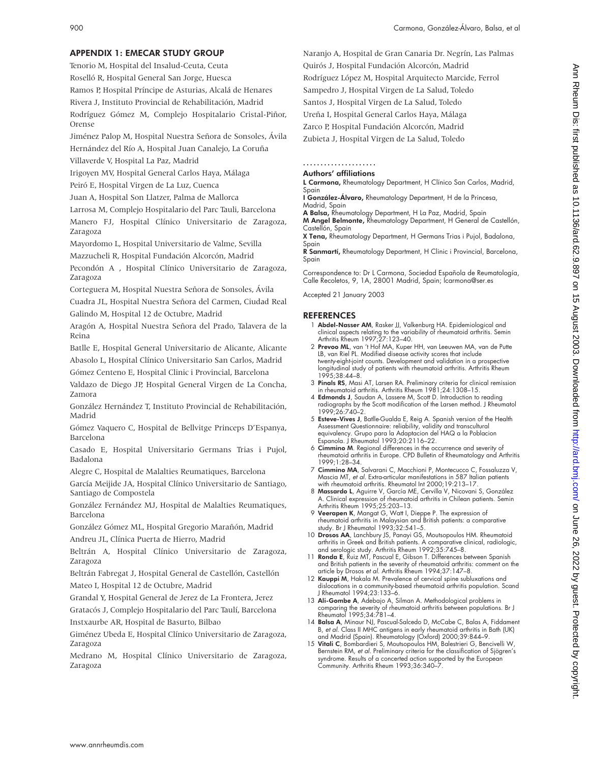## APPENDIX 1: EMECAR STUDY GROUP

Tenorio M, Hospital del Insalud-Ceuta, Ceuta

Roselló R, Hospital General San Jorge, Huesca

Ramos P, Hospital Príncipe de Asturias, Alcalá de Henares

Rivera J, Instituto Provincial de Rehabilitación, Madrid

Rodríguez Gómez M, Complejo Hospitalario Cristal-Piñor, Orense

Jiménez Palop M, Hospital Nuestra Señora de Sonsoles, Ávila

Hernández del Río A, Hospital Juan Canalejo, La Coruña

Villaverde V, Hospital La Paz, Madrid

Irigoyen MV, Hospital General Carlos Haya, Málaga

Peiró E, Hospital Virgen de La Luz, Cuenca

Juan A, Hospital Son Llatzer, Palma de Mallorca

Larrosa M, Complejo Hospitalario del Parc Tauli, Barcelona

Manero FJ, Hospital Clínico Universitario de Zaragoza, Zaragoza

Mayordomo L, Hospital Universitario de Valme, Sevilla

Mazzucheli R, Hospital Fundación Alcorcón, Madrid

Pecondón A , Hospital Clínico Universitario de Zaragoza, Zaragoza

Corteguera M, Hospital Nuestra Señora de Sonsoles, Ávila

Cuadra JL, Hospital Nuestra Señora del Carmen, Ciudad Real

Galindo M, Hospital 12 de Octubre, Madrid

Aragón A, Hospital Nuestra Señora del Prado, Talavera de la Reina

Batlle E, Hospital General Universitario de Alicante, Alicante

Abasolo L, Hospital Clínico Universitario San Carlos, Madrid

Gómez Centeno E, Hospital Clinic i Provincial, Barcelona

Valdazo de Diego JP, Hospital General Virgen de La Concha, Zamora

González Hernández T, Instituto Provincial de Rehabilitación, Madrid

Gómez Vaquero C, Hospital de Bellvitge Princeps D'Espanya, Barcelona

Casado E, Hospital Universitario Germans Trias i Pujol, Badalona

Alegre C, Hospital de Malalties Reumatiques, Barcelona

García Meijide JA, Hospital Clínico Universitario de Santiago, Santiago de Compostela

González Fernández MJ, Hospital de Malalties Reumatiques, Barcelona

González Gómez ML, Hospital Gregorio Marañón, Madrid

Andreu JL, Clínica Puerta de Hierro, Madrid

Beltrán A, Hospital Clínico Universitario de Zaragoza, Zaragoza

Beltrán Fabregat J, Hospital General de Castellón, Castellón

Mateo I, Hospital 12 de Octubre, Madrid

Grandal Y, Hospital General de Jerez de La Frontera, Jerez

Gratacós J, Complejo Hospitalario del Parc Taulí, Barcelona

Instxaurbe AR, Hospital de Basurto, Bilbao

Giménez Ubeda E, Hospital Clínico Universitario de Zaragoza, Zaragoza

Medrano M, Hospital Clínico Universitario de Zaragoza, Zaragoza

Naranjo A, Hospital de Gran Canaria Dr. Negrín, Las Palmas

Quirós J, Hospital Fundación Alcorcón, Madrid

Rodríguez López M, Hospital Arquitecto Marcide, Ferrol

Sampedro J, Hospital Virgen de La Salud, Toledo

Santos J, Hospital Virgen de La Salud, Toledo

Ureña I, Hospital General Carlos Haya, Málaga

Zarco P, Hospital Fundación Alcorcón, Madrid

Zubieta J, Hospital Virgen de La Salud, Toledo

### Authors' affiliations

**L Carmona,** Rheumatology Department, H Clínico San Carlos, Madrid, Spain
**I González-Álvaro,** Rheumatology Department, H de la Princesa, Madrid, Spain
**A Balsa,** Rheumatology Department, H La Paz, Madrid, Spain
**M Angel Belmonte,** Rheumatology Department, H General de Castellón, Castellón, Spain
**X Tena,** Rheumatology Department, H Germans Trias i Pujol, Badalona, Spain
**R Sanmartí,** Rheumatology Department, H Clinic i Provincial, Barcelona, Spain

Correspondence to: Dr L Carmona, Sociedad Española de Reumatología, Calle Recoletos, 9, 1A, 28001 Madrid, Spain; lcarmona@ser.es

Accepted 21 January 2003

## REFERENCES

1. **Abdel-Nasser AM**, Rasker JJ, Valkenburg HA. Epidemiological and clinical aspects relating to the variability of rheumatoid arthritis. Semin Arthritis Rheum 1997;27:123–40.
2. **Prevoo ML**, van 't Hof MA, Kuper HH, van Leeuwen MA, van de Putte LB, van Riel PL. Modified disease activity scores that include twenty-eight-joint counts. Development and validation in a prospective longitudinal study of patients with rheumatoid arthritis. Arthritis Rheum 1995;38:44–8.
3. **Pinals RS**, Masi AT, Larsen RA. Preliminary criteria for clinical remission in rheumatoid arthritis. Arthritis Rheum 1981;24:1308–15.
4. **Edmonds J**, Saudan A, Lassere M, Scott D. Introduction to reading radiographs by the Scott modification of the Larsen method. J Rheumatol 1999;26:740–2.
5. **Esteve-Vives J**, Batlle-Gualda E, Reig A. Spanish version of the Health Assessment Questionnaire: reliability, validity and transcultural equivalency. Grupo para la Adaptacion del HAQ a la Poblacion Espanola. J Rheumatol 1993;20:2116–22.
6. **Cimmino M**. Regional differences in the occurrence and severity of rheumatoid arthritis in Europe. CPD Bulletin of Rheumatology and Arthritis 1999;1:28–34.
7. **Cimmino MA**, Salvarani C, Macchioni P, Montecucco C, Fossaluzza V, Mascia MT, *et al.* Extra-articular manifestations in 587 Italian patients with rheumatoid arthritis. Rheumatol Int 2000;19:213–17.
8. **Massardo L**, Aguirre V, García ME, Cervilla V, Nicovani S, González A. Clinical expression of rheumatoid arthritis in Chilean patients. Semin Arthritis Rheum 1995;25:203–13.
9. **Veerapen K**, Mangat G, Watt I, Dieppe P. The expression of rheumatoid arthritis in Malaysian and British patients: a comparative study. Br J Rheumatol 1993;32:541–5.
10. **Drosos AA**, Lanchbury JS, Panayi GS, Moutsopoulos HM. Rheumatoid arthritis in Greek and British patients. A comparative clinical, radiologic, and serologic study. Arthritis Rheum 1992;35:745–8.
11. **Ronda E**, Ruiz MT, Pascual E, Gibson T. Differences between Spanish and British patients in the severity of rheumatoid arthritis: comment on the article by Drosos *et al.* Arthritis Rheum 1994;37:147–8.
12. **Kauppi M**, Hakala M. Prevalence of cervical spine subluxations and dislocations in a community-based rheumatoid arthritis population. Scand J Rheumatol 1994;23:133–6.
13. **Ali-Gombe A**, Adebajo A, Silman A. Methodological problems in comparing the severity of rheumatoid arthritis between populations. Br J Rheumatol 1995;34:781–4.
14. **Balsa A**, Minaur NJ, Pascual-Salcedo D, McCabe C, Balas A, Fiddament B, *et al.* Class II MHC antigens in early rheumatoid arthritis in Bath (UK) and Madrid (Spain). Rheumatology (Oxford) 2000;39:844–9.
15. **Vitali C**, Bombardieri S, Moutsopoulos HM, Balestrieri G, Bencivelli W, Bernstein RM, *et al.* Preliminary criteria for the classification of Sjögren's syndrome. Results of a concerted action supported by the European Community. Arthritis Rheum 1993;36:340–7.